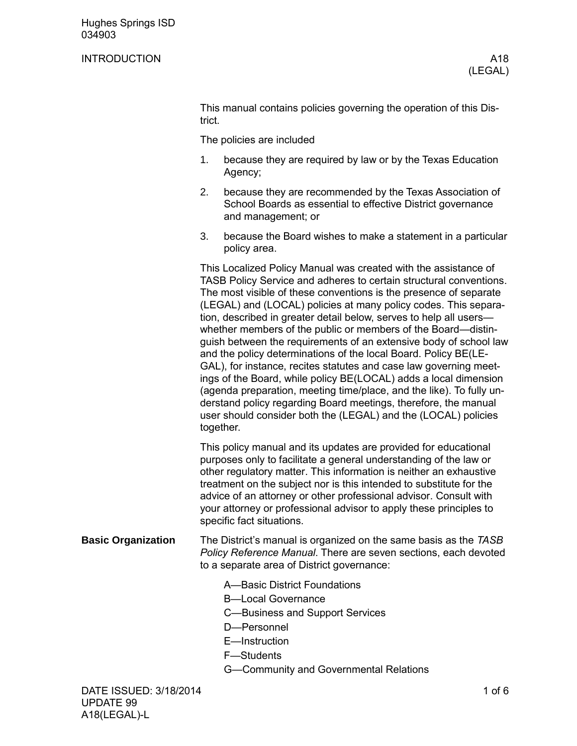# INTRODUCTION

A18 (LEGAL)

This manual contains policies governing the operation of this District.

The policies are included

1. because they are required by law or by the Texas Education Agency;
2. because they are recommended by the Texas Association of School Boards as essential to effective District governance and management; or
3. because the Board wishes to make a statement in a particular policy area.

This Localized Policy Manual was created with the assistance of TASB Policy Service and adheres to certain structural conventions. The most visible of these conventions is the presence of separate (LEGAL) and (LOCAL) policies at many policy codes. This separation, described in greater detail below, serves to help all users—whether members of the public or members of the Board—distinguish between the requirements of an extensive body of school law and the policy determinations of the local Board. Policy BE(LEGAL), for instance, recites statutes and case law governing meetings of the Board, while policy BE(LOCAL) adds a local dimension (agenda preparation, meeting time/place, and the like). To fully understand policy regarding Board meetings, therefore, the manual user should consider both the (LEGAL) and the (LOCAL) policies together.

This policy manual and its updates are provided for educational purposes only to facilitate a general understanding of the law or other regulatory matter. This information is neither an exhaustive treatment on the subject nor is this intended to substitute for the advice of an attorney or other professional advisor. Consult with your attorney or professional advisor to apply these principles to specific fact situations.

## Basic Organization

The District's manual is organized on the same basis as the *TASB Policy Reference Manual*. There are seven sections, each devoted to a separate area of District governance:

A—Basic District Foundations
B—Local Governance
C—Business and Support Services
D—Personnel
E—Instruction
F—Students
G—Community and Governmental Relations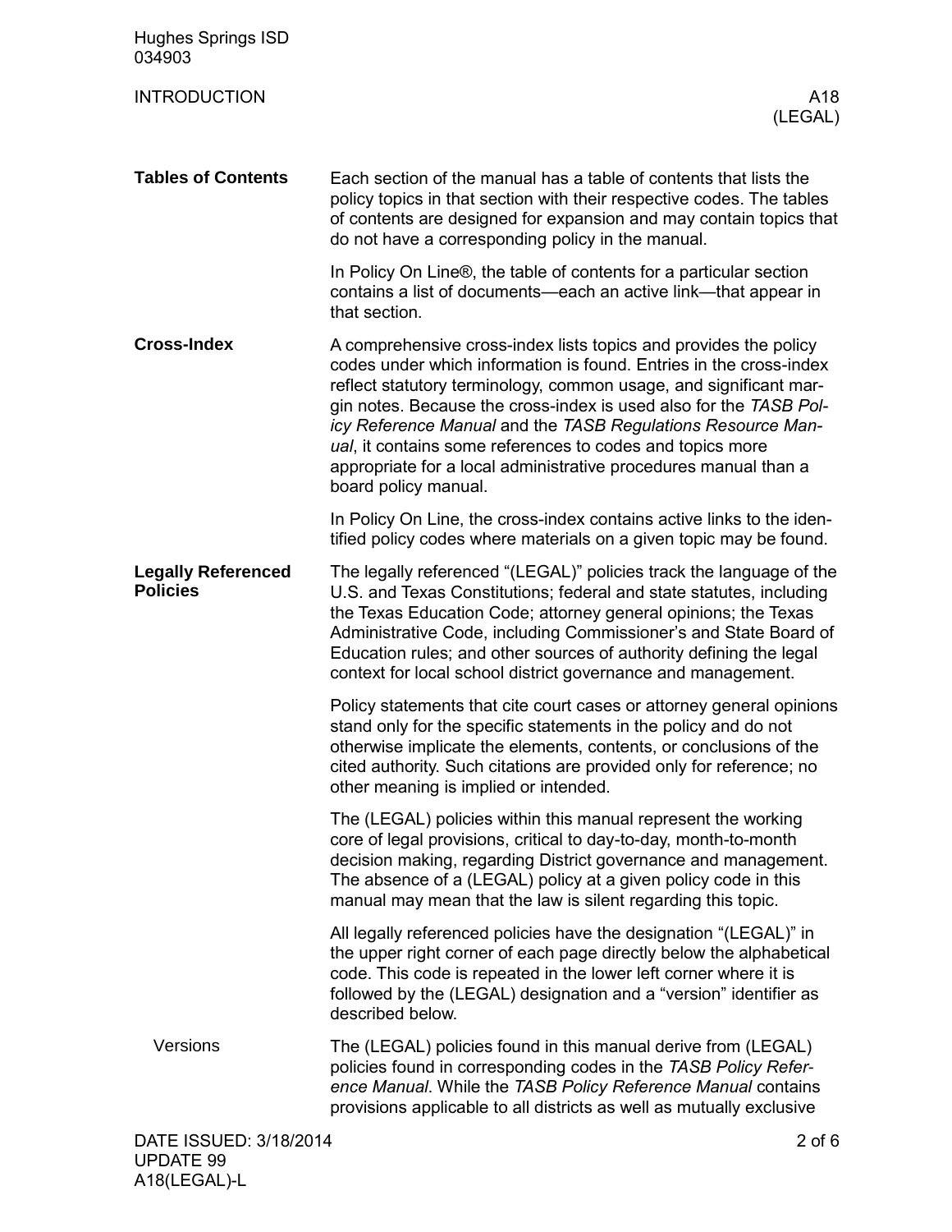## Tables of Contents

Each section of the manual has a table of contents that lists the policy topics in that section with their respective codes. The tables of contents are designed for expansion and may contain topics that do not have a corresponding policy in the manual.

In Policy On Line®, the table of contents for a particular section contains a list of documents—each an active link—that appear in that section.

## Cross-Index

A comprehensive cross-index lists topics and provides the policy codes under which information is found. Entries in the cross-index reflect statutory terminology, common usage, and significant margin notes. Because the cross-index is used also for the *TASB Policy Reference Manual* and the *TASB Regulations Resource Manual*, it contains some references to codes and topics more appropriate for a local administrative procedures manual than a board policy manual.

In Policy On Line, the cross-index contains active links to the identified policy codes where materials on a given topic may be found.

## Legally Referenced Policies

The legally referenced "(LEGAL)" policies track the language of the U.S. and Texas Constitutions; federal and state statutes, including the Texas Education Code; attorney general opinions; the Texas Administrative Code, including Commissioner's and State Board of Education rules; and other sources of authority defining the legal context for local school district governance and management.

Policy statements that cite court cases or attorney general opinions stand only for the specific statements in the policy and do not otherwise implicate the elements, contents, or conclusions of the cited authority. Such citations are provided only for reference; no other meaning is implied or intended.

The (LEGAL) policies within this manual represent the working core of legal provisions, critical to day-to-day, month-to-month decision making, regarding District governance and management. The absence of a (LEGAL) policy at a given policy code in this manual may mean that the law is silent regarding this topic.

All legally referenced policies have the designation "(LEGAL)" in the upper right corner of each page directly below the alphabetical code. This code is repeated in the lower left corner where it is followed by the (LEGAL) designation and a "version" identifier as described below.

### Versions

The (LEGAL) policies found in this manual derive from (LEGAL) policies found in corresponding codes in the *TASB Policy Reference Manual*. While the *TASB Policy Reference Manual* contains provisions applicable to all districts as well as mutually exclusive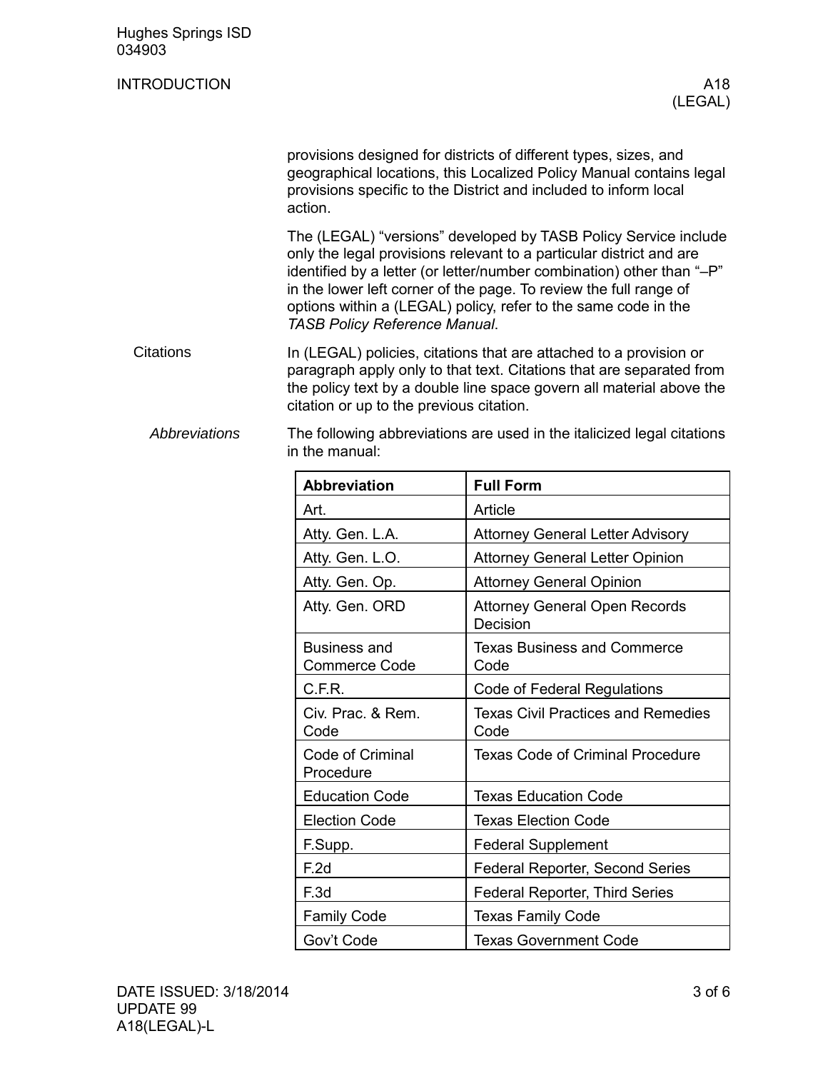provisions designed for districts of different types, sizes, and geographical locations, this Localized Policy Manual contains legal provisions specific to the District and included to inform local action.

The (LEGAL) "versions" developed by TASB Policy Service include only the legal provisions relevant to a particular district and are identified by a letter (or letter/number combination) other than "–P" in the lower left corner of the page. To review the full range of options within a (LEGAL) policy, refer to the same code in the *TASB Policy Reference Manual*.

## Citations

In (LEGAL) policies, citations that are attached to a provision or paragraph apply only to that text. Citations that are separated from the policy text by a double line space govern all material above the citation or up to the previous citation.

### *Abbreviations*

The following abbreviations are used in the italicized legal citations in the manual:

| **Abbreviation** | **Full Form** |
|---|---|
| Art. | Article |
| Atty. Gen. L.A. | Attorney General Letter Advisory |
| Atty. Gen. L.O. | Attorney General Letter Opinion |
| Atty. Gen. Op. | Attorney General Opinion |
| Atty. Gen. ORD | Attorney General Open Records Decision |
| Business and Commerce Code | Texas Business and Commerce Code |
| C.F.R. | Code of Federal Regulations |
| Civ. Prac. & Rem. Code | Texas Civil Practices and Remedies Code |
| Code of Criminal Procedure | Texas Code of Criminal Procedure |
| Education Code | Texas Education Code |
| Election Code | Texas Election Code |
| F.Supp. | Federal Supplement |
| F.2d | Federal Reporter, Second Series |
| F.3d | Federal Reporter, Third Series |
| Family Code | Texas Family Code |
| Gov't Code | Texas Government Code |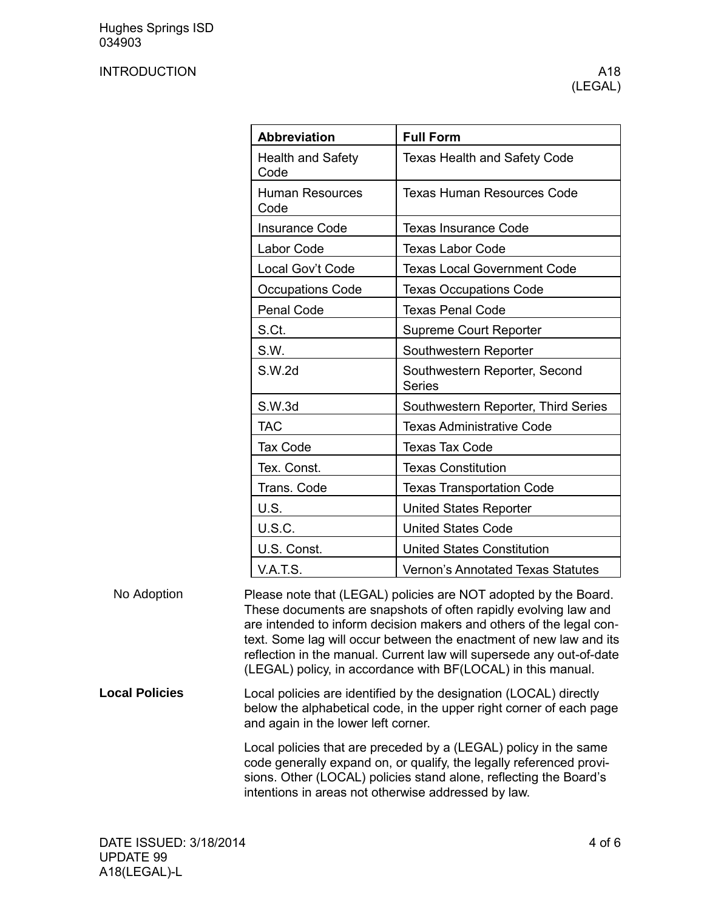| Abbreviation | Full Form |
|---|---|
| Health and Safety Code | Texas Health and Safety Code |
| Human Resources Code | Texas Human Resources Code |
| Insurance Code | Texas Insurance Code |
| Labor Code | Texas Labor Code |
| Local Gov't Code | Texas Local Government Code |
| Occupations Code | Texas Occupations Code |
| Penal Code | Texas Penal Code |
| S.Ct. | Supreme Court Reporter |
| S.W. | Southwestern Reporter |
| S.W.2d | Southwestern Reporter, Second Series |
| S.W.3d | Southwestern Reporter, Third Series |
| TAC | Texas Administrative Code |
| Tax Code | Texas Tax Code |
| Tex. Const. | Texas Constitution |
| Trans. Code | Texas Transportation Code |
| U.S. | United States Reporter |
| U.S.C. | United States Code |
| U.S. Const. | United States Constitution |
| V.A.T.S. | Vernon's Annotated Texas Statutes |

### No Adoption

Please note that (LEGAL) policies are NOT adopted by the Board. These documents are snapshots of often rapidly evolving law and are intended to inform decision makers and others of the legal context. Some lag will occur between the enactment of new law and its reflection in the manual. Current law will supersede any out-of-date (LEGAL) policy, in accordance with BF(LOCAL) in this manual.

## Local Policies

Local policies are identified by the designation (LOCAL) directly below the alphabetical code, in the upper right corner of each page and again in the lower left corner.

Local policies that are preceded by a (LEGAL) policy in the same code generally expand on, or qualify, the legally referenced provisions. Other (LOCAL) policies stand alone, reflecting the Board's intentions in areas not otherwise addressed by law.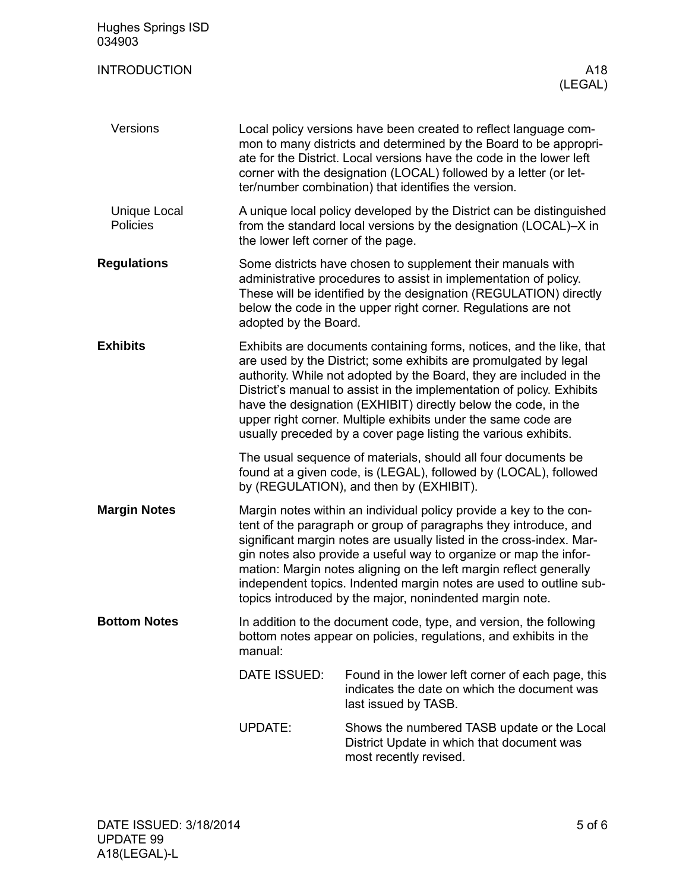#### Versions

Local policy versions have been created to reflect language common to many districts and determined by the Board to be appropriate for the District. Local versions have the code in the lower left corner with the designation (LOCAL) followed by a letter (or letter/number combination) that identifies the version.

#### Unique Local Policies

A unique local policy developed by the District can be distinguished from the standard local versions by the designation (LOCAL)–X in the lower left corner of the page.

### Regulations

Some districts have chosen to supplement their manuals with administrative procedures to assist in implementation of policy. These will be identified by the designation (REGULATION) directly below the code in the upper right corner. Regulations are not adopted by the Board.

### Exhibits

Exhibits are documents containing forms, notices, and the like, that are used by the District; some exhibits are promulgated by legal authority. While not adopted by the Board, they are included in the District's manual to assist in the implementation of policy. Exhibits have the designation (EXHIBIT) directly below the code, in the upper right corner. Multiple exhibits under the same code are usually preceded by a cover page listing the various exhibits.

The usual sequence of materials, should all four documents be found at a given code, is (LEGAL), followed by (LOCAL), followed by (REGULATION), and then by (EXHIBIT).

### Margin Notes

Margin notes within an individual policy provide a key to the content of the paragraph or group of paragraphs they introduce, and significant margin notes are usually listed in the cross-index. Margin notes also provide a useful way to organize or map the information: Margin notes aligning on the left margin reflect generally independent topics. Indented margin notes are used to outline subtopics introduced by the major, nonindented margin note.

### Bottom Notes

In addition to the document code, type, and version, the following bottom notes appear on policies, regulations, and exhibits in the manual:

| | |
|---|---|
| DATE ISSUED: | Found in the lower left corner of each page, this indicates the date on which the document was last issued by TASB. |
| UPDATE: | Shows the numbered TASB update or the Local District Update in which that document was most recently revised. |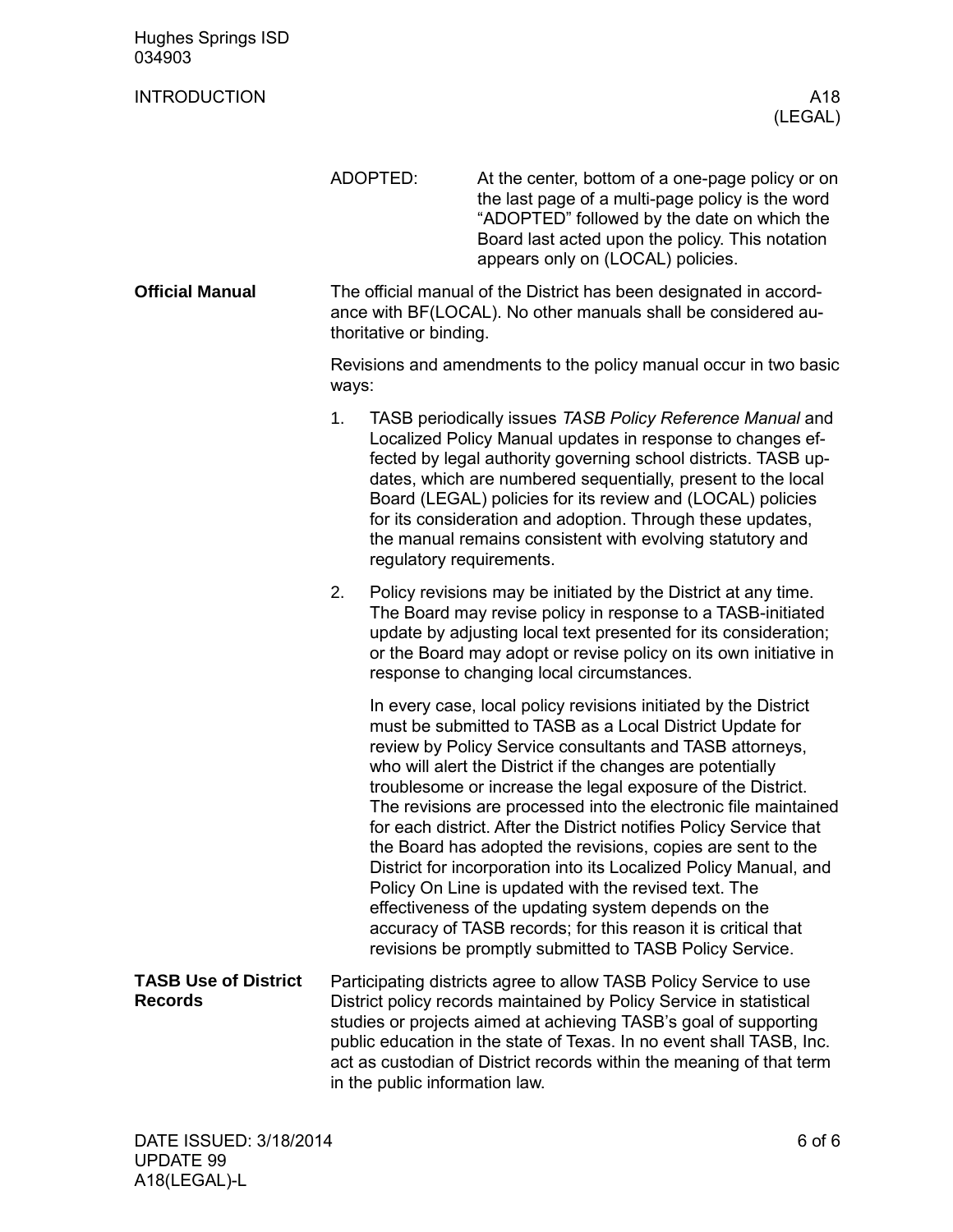ADOPTED: At the center, bottom of a one-page policy or on the last page of a multi-page policy is the word "ADOPTED" followed by the date on which the Board last acted upon the policy. This notation appears only on (LOCAL) policies.

**Official Manual**

The official manual of the District has been designated in accordance with BF(LOCAL). No other manuals shall be considered authoritative or binding.

Revisions and amendments to the policy manual occur in two basic ways:

1. TASB periodically issues *TASB Policy Reference Manual* and Localized Policy Manual updates in response to changes effected by legal authority governing school districts. TASB updates, which are numbered sequentially, present to the local Board (LEGAL) policies for its review and (LOCAL) policies for its consideration and adoption. Through these updates, the manual remains consistent with evolving statutory and regulatory requirements.
2. Policy revisions may be initiated by the District at any time. The Board may revise policy in response to a TASB-initiated update by adjusting local text presented for its consideration; or the Board may adopt or revise policy on its own initiative in response to changing local circumstances.

   In every case, local policy revisions initiated by the District must be submitted to TASB as a Local District Update for review by Policy Service consultants and TASB attorneys, who will alert the District if the changes are potentially troublesome or increase the legal exposure of the District. The revisions are processed into the electronic file maintained for each district. After the District notifies Policy Service that the Board has adopted the revisions, copies are sent to the District for incorporation into its Localized Policy Manual, and Policy On Line is updated with the revised text. The effectiveness of the updating system depends on the accuracy of TASB records; for this reason it is critical that revisions be promptly submitted to TASB Policy Service.

**TASB Use of District Records**

Participating districts agree to allow TASB Policy Service to use District policy records maintained by Policy Service in statistical studies or projects aimed at achieving TASB's goal of supporting public education in the state of Texas. In no event shall TASB, Inc. act as custodian of District records within the meaning of that term in the public information law.